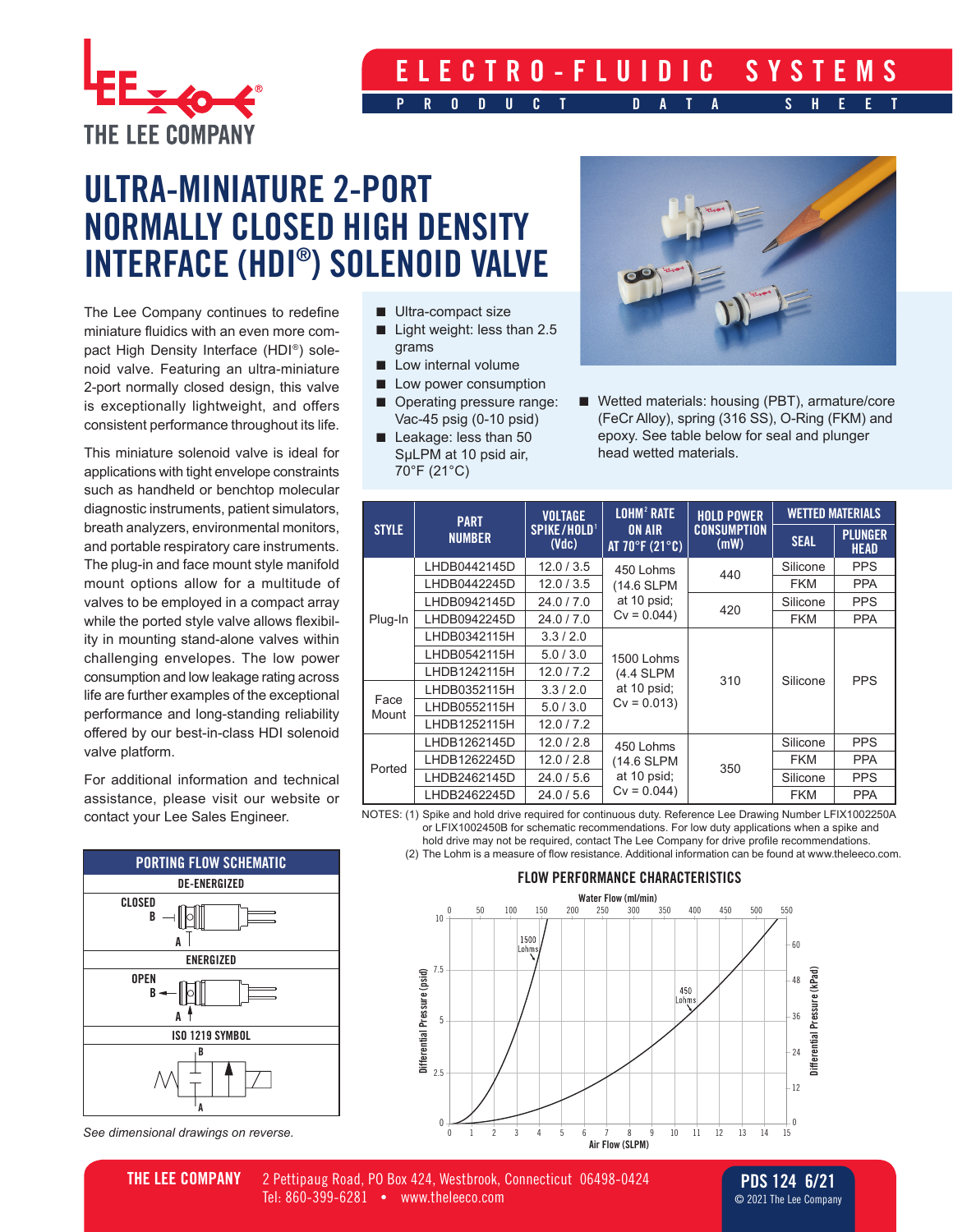# ELECTRO-FLUIDIC SYSTEMS

## PRODUCT DATA SHEET

# ULTRA-MINIATURE 2-PORT NORMALLY CLOSED HIGH DENSITY INTERFACE (HDI®) SOLENOID VALVE

The Lee Company continues to redefine miniature fluidics with an even more compact High Density Interface (HDI®) solenoid valve. Featuring an ultra-miniature 2-port normally closed design, this valve is exceptionally lightweight, and offers consistent performance throughout its life.

This miniature solenoid valve is ideal for applications with tight envelope constraints such as handheld or benchtop molecular diagnostic instruments, patient simulators, breath analyzers, environmental monitors, and portable respiratory care instruments. The plug-in and face mount style manifold mount options allow for a multitude of valves to be employed in a compact array while the ported style valve allows flexibility in mounting stand-alone valves within challenging envelopes. The low power consumption and low leakage rating across life are further examples of the exceptional performance and long-standing reliability offered by our best-in-class HDI solenoid valve platform.

For additional information and technical assistance, please visit our website or contact your Lee Sales Engineer.

- Ultra-compact size
- Light weight: less than 2.5 grams
- Low internal volume
- Low power consumption
- Operating pressure range: Vac-45 psig (0-10 psid)
- Leakage: less than 50 SμLPM at 10 psid air, 70°F (21°C)
- Wetted materials: housing (PBT), armature/core (FeCr Alloy), spring (316 SS), O-Ring (FKM) and epoxy. See table below for seal and plunger head wetted materials.

| STYLE | PART NUMBER | VOLTAGE SPIKE/HOLD[1] (Vdc) | LOHM[2] RATE ON AIR AT 70°F (21°C) | HOLD POWER CONSUMPTION (mW) | WETTED MATERIALS | |
|---|---|---|---|---|---|---|
| | | | | | SEAL | PLUNGER HEAD |
| Plug-In | LHDB0442145D | 12.0 / 3.5 | 450 Lohms (14.6 SLPM at 10 psid; Cv = 0.044) | 440 | Silicone | PPS |
| | LHDB0442245D | 12.0 / 3.5 | | | FKM | PPA |
| | LHDB0942145D | 24.0 / 7.0 | | 420 | Silicone | PPS |
| | LHDB0942245D | 24.0 / 7.0 | | | FKM | PPA |
| | LHDB0342115H | 3.3 / 2.0 | 1500 Lohms (4.4 SLPM at 10 psid; Cv = 0.013) | 310 | Silicone | PPS |
| | LHDB0542115H | 5.0 / 3.0 | | | | |
| | LHDB1242115H | 12.0 / 7.2 | | | | |
| Face Mount | LHDB0352115H | 3.3 / 2.0 | | | | |
| | LHDB0552115H | 5.0 / 3.0 | | | | |
| | LHDB1252115H | 12.0 / 7.2 | | | | |
| Ported | LHDB1262145D | 12.0 / 2.8 | 450 Lohms (14.6 SLPM at 10 psid; Cv = 0.044) | 350 | Silicone | PPS |
| | LHDB1262245D | 12.0 / 2.8 | | | FKM | PPA |
| | LHDB2462145D | 24.0 / 5.6 | | | Silicone | PPS |
| | LHDB2462245D | 24.0 / 5.6 | | | FKM | PPA |

NOTES: (1) Spike and hold drive required for continuous duty. Reference Lee Drawing Number LFIX1002250A or LFIX1002450B for schematic recommendations. For low duty applications when a spike and hold drive may not be required, contact The Lee Company for drive profile recommendations.
(2) The Lohm is a measure of flow resistance. Additional information can be found at www.theleeco.com.

### PORTING FLOW SCHEMATIC

DE-ENERGIZED — CLOSED

ENERGIZED — OPEN

ISO 1219 SYMBOL

*See dimensional drawings on reverse.*

### FLOW PERFORMANCE CHARACTERISTICS

(Chart: Differential Pressure (psid / kPad) vs. Air Flow (SLPM) / Water Flow (ml/min), curves for 1500 Lohms and 450 Lohms)

**THE LEE COMPANY** 2 Pettipaug Road, PO Box 424, Westbrook, Connecticut 06498-0424
Tel: 860-399-6281 • www.theleeco.com

PDS 124 6/21
© 2021 The Lee Company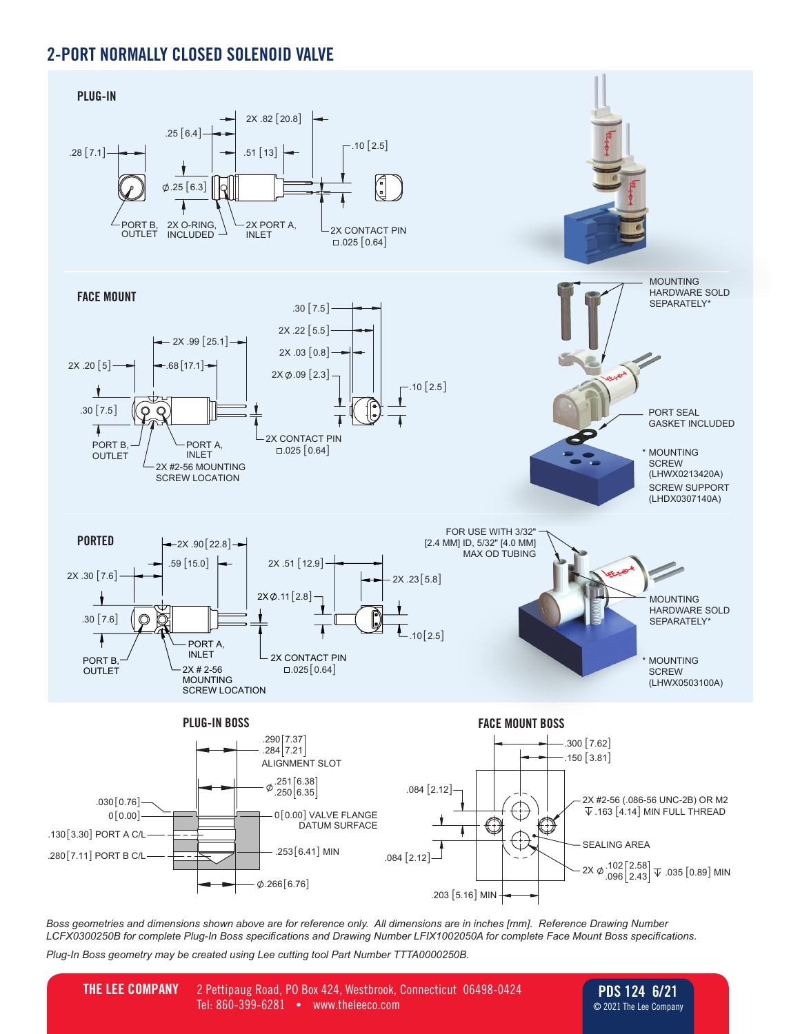# 2-PORT NORMALLY CLOSED SOLENOID VALVE

## PLUG-IN

.28 [7.1]

.25 [6.4]

2X .82 [20.8]

.51 [13]

.10 [2.5]

Ø.25 [6.3]

PORT B, OUTLET

2X O-RING, INCLUDED

2X PORT A, INLET

2X CONTACT PIN □.025 [0.64]

## FACE MOUNT

2X .99 [25.1]

2X .20 [5]

.68 [17.1]

.30 [7.5]

PORT B, OUTLET

PORT A, INLET

2X #2-56 MOUNTING SCREW LOCATION

.30 [7.5]

2X .22 [5.5]

2X .03 [0.8]

2X Ø.09 [2.3]

.10 [2.5]

2X CONTACT PIN □.025 [0.64]

MOUNTING HARDWARE SOLD SEPARATELY*

PORT SEAL GASKET INCLUDED

* MOUNTING SCREW (LHWX0213420A)

SCREW SUPPORT (LHDX0307140A)

## PORTED

2X .90 [22.8]

.59 [15.0]

2X .30 [7.6]

.30 [7.6]

PORT B, OUTLET

PORT A, INLET

2X # 2-56 MOUNTING SCREW LOCATION

2X .51 [12.9]

2X .23 [5.8]

2X Ø.11 [2.8]

.10 [2.5]

2X CONTACT PIN □.025 [0.64]

FOR USE WITH 3/32" [2.4 MM] ID, 5/32" [4.0 MM] MAX OD TUBING

MOUNTING HARDWARE SOLD SEPARATELY*

* MOUNTING SCREW (LHWX0503100A)

## PLUG-IN BOSS

.290 [7.37]
.284 [7.21]
ALIGNMENT SLOT

Ø .251 [6.38]
.250 [6.35]

.030 [0.76]

0 [0.00]

0 [0.00] VALVE FLANGE DATUM SURFACE

.130 [3.30] PORT A C/L

.280 [7.11] PORT B C/L

.253 [6.41] MIN

Ø.266 [6.76]

## FACE MOUNT BOSS

.300 [7.62]

.150 [3.81]

.084 [2.12]

.084 [2.12]

2X #2-56 (.086-56 UNC-2B) OR M2
↧ .163 [4.14] MIN FULL THREAD

SEALING AREA

2X Ø .102 [2.58]
.096 [2.43] ↧ .035 [0.89] MIN

.203 [5.16] MIN

*Boss geometries and dimensions shown above are for reference only. All dimensions are in inches [mm]. Reference Drawing Number LCFX0300250B for complete Plug-In Boss specifications and Drawing Number LFIX1002050A for complete Face Mount Boss specifications.*

*Plug-In Boss geometry may be created using Lee cutting tool Part Number TTTA0000250B.*

**THE LEE COMPANY** 2 Pettipaug Road, PO Box 424, Westbrook, Connecticut 06498-0424
Tel: 860-399-6281 • www.theleeco.com

**PDS 124 6/21**
© 2021 The Lee Company